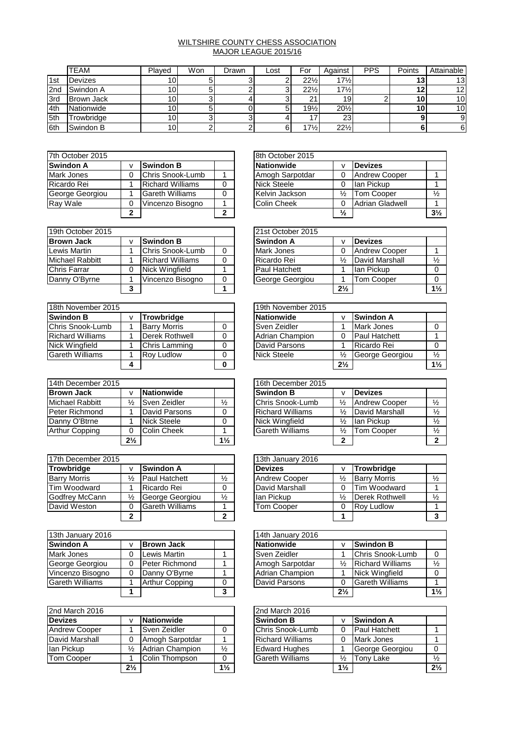# WILTSHIRE COUNTY CHESS ASSOCIATION
## MAJOR LEAGUE 2015/16

| | TEAM | Played | Won | Drawn | Lost | For | Against | PPS | Points | Attainable |
|---|---|---|---|---|---|---|---|---|---|---|
| 1st | Devizes | 10 | 5 | 3 | 2 | 22½ | 17½ | | 13 | 13 |
| 2nd | Swindon A | 10 | 5 | 2 | 3 | 22½ | 17½ | | 12 | 12 |
| 3rd | Brown Jack | 10 | 3 | 4 | 3 | 21 | 19 | 2 | 10 | 10 |
| 4th | Nationwide | 10 | 5 | 0 | 5 | 19½ | 20½ | | 10 | 10 |
| 5th | Trowbridge | 10 | 3 | 3 | 4 | 17 | 23 | | 9 | 9 |
| 6th | Swindon B | 10 | 2 | 2 | 6 | 17½ | 22½ | | 6 | 6 |

| 7th October 2015 | | | |
|---|---|---|---|
| **Swindon A** | v | **Swindon B** | |
| Mark Jones | 0 | Chris Snook-Lumb | 1 |
| Ricardo Rei | 1 | Richard Williams | 0 |
| George Georgiou | 1 | Gareth Williams | 0 |
| Ray Wale | 0 | Vincenzo Bisogno | 1 |
| | **2** | | **2** |

| 8th October 2015 | | | |
|---|---|---|---|
| **Nationwide** | v | **Devizes** | |
| Amogh Sarpotdar | 0 | Andrew Cooper | 1 |
| Nick Steele | 0 | Ian Pickup | 1 |
| Kelvin Jackson | ½ | Tom Cooper | ½ |
| Colin Cheek | 0 | Adrian Gladwell | 1 |
| | **½** | | **3½** |

| 19th October 2015 | | | |
|---|---|---|---|
| **Brown Jack** | v | **Swindon B** | |
| Lewis Martin | 1 | Chris Snook-Lumb | 0 |
| Michael Rabbitt | 1 | Richard Williams | 0 |
| Chris Farrar | 0 | Nick Wingfield | 1 |
| Danny O'Byrne | 1 | Vincenzo Bisogno | 0 |
| | **3** | | **1** |

| 21st October 2015 | | | |
|---|---|---|---|
| **Swindon A** | v | **Devizes** | |
| Mark Jones | 0 | Andrew Cooper | 1 |
| Ricardo Rei | ½ | David Marshall | ½ |
| Paul Hatchett | 1 | Ian Pickup | 0 |
| George Georgiou | 1 | Tom Cooper | 0 |
| | **2½** | | **1½** |

| 18th November 2015 | | | |
|---|---|---|---|
| **Swindon B** | v | **Trowbridge** | |
| Chris Snook-Lumb | 1 | Barry Morris | 0 |
| Richard Williams | 1 | Derek Rothwell | 0 |
| Nick Wingfield | 1 | Chris Lamming | 0 |
| Gareth Williams | 1 | Roy Ludlow | 0 |
| | **4** | | **0** |

| 19th November 2015 | | | |
|---|---|---|---|
| **Nationwide** | v | **Swindon A** | |
| Sven Zeidler | 1 | Mark Jones | 0 |
| Adrian Champion | 0 | Paul Hatchett | 1 |
| David Parsons | 1 | Ricardo Rei | 0 |
| Nick Steele | ½ | George Georgiou | ½ |
| | **2½** | | **1½** |

| 14th December 2015 | | | |
|---|---|---|---|
| **Brown Jack** | v | **Nationwide** | |
| Michael Rabbitt | ½ | Sven Zeidler | ½ |
| Peter Richmond | 1 | David Parsons | 0 |
| Danny O'Btrne | 1 | Nick Steele | 0 |
| Arthur Copping | 0 | Colin Cheek | 1 |
| | **2½** | | **1½** |

| 16th December 2015 | | | |
|---|---|---|---|
| **Swindon B** | v | **Devizes** | |
| Chris Snook-Lumb | ½ | Andrew Cooper | ½ |
| Richard Williams | ½ | David Marshall | ½ |
| Nick Wingfield | ½ | Ian Pickup | ½ |
| Gareth Williams | ½ | Tom Cooper | ½ |
| | **2** | | **2** |

| 17th December 2015 | | | |
|---|---|---|---|
| **Trowbridge** | v | **Swindon A** | |
| Barry Morris | ½ | Paul Hatchett | ½ |
| Tim Woodward | 1 | Ricardo Rei | 0 |
| Godfrey McCann | ½ | George Georgiou | ½ |
| David Weston | 0 | Gareth Williams | 1 |
| | **2** | | **2** |

| 13th January 2016 | | | |
|---|---|---|---|
| **Devizes** | v | **Trowbridge** | |
| Andrew Cooper | ½ | Barry Morris | ½ |
| David Marshall | 0 | Tim Woodward | 1 |
| Ian Pickup | ½ | Derek Rothwell | ½ |
| Tom Cooper | 0 | Roy Ludlow | 1 |
| | **1** | | **3** |

| 13th January 2016 | | | |
|---|---|---|---|
| **Swindon A** | v | **Brown Jack** | |
| Mark Jones | 0 | Lewis Martin | 1 |
| George Georgiou | 0 | Peter Richmond | 1 |
| Vincenzo Bisogno | 0 | Danny O'Byrne | 1 |
| Gareth Williams | 1 | Arthur Copping | 0 |
| | **1** | | **3** |

| 14th January 2016 | | | |
|---|---|---|---|
| **Nationwide** | v | **Swindon B** | |
| Sven Zeidler | 1 | Chris Snook-Lumb | 0 |
| Amogh Sarpotdar | ½ | Richard Williams | ½ |
| Adrian Champion | 1 | Nick Wingfield | 0 |
| David Parsons | 0 | Gareth Williams | 1 |
| | **2½** | | **1½** |

| 2nd March 2016 | | | |
|---|---|---|---|
| **Devizes** | v | **Nationwide** | |
| Andrew Cooper | 1 | Sven Zeidler | 0 |
| David Marshall | 0 | Amogh Sarpotdar | 1 |
| Ian Pickup | ½ | Adrian Champion | ½ |
| Tom Cooper | 1 | Colin Thompson | 0 |
| | **2½** | | **1½** |

| 2nd March 2016 | | | |
|---|---|---|---|
| **Swindon B** | v | **Swindon A** | |
| Chris Snook-Lumb | 0 | Paul Hatchett | 1 |
| Richard Williams | 0 | Mark Jones | 1 |
| Edward Hughes | 1 | George Georgiou | 0 |
| Gareth Williams | ½ | Tony Lake | ½ |
| | **1½** | | **2½** |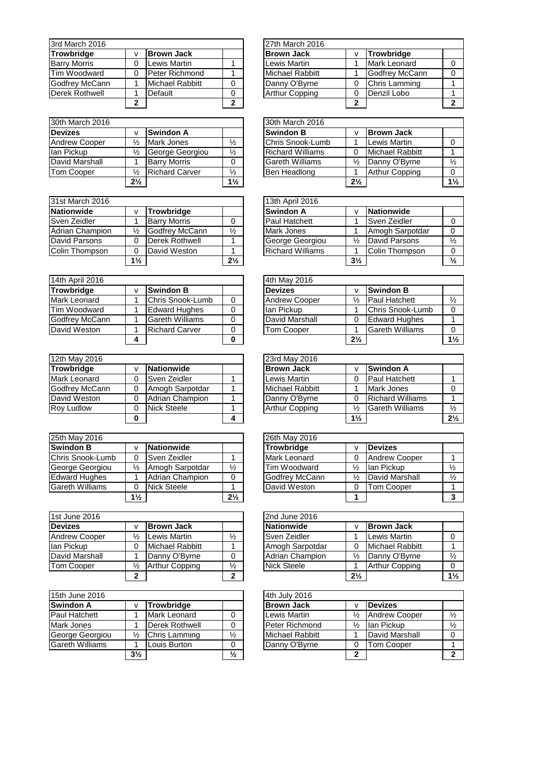| 3rd March 2016 | | | |
|---|---|---|---|
| **Trowbridge** | v | **Brown Jack** | |
| Barry Morris | 0 | Lewis Martin | 1 |
| Tim Woodward | 0 | Peter Richmond | 1 |
| Godfrey McCann | 1 | Michael Rabbitt | 0 |
| Derek Rothwell | 1 | Default | 0 |
| | **2** | | **2** |

| 27th March 2016 | | | |
|---|---|---|---|
| **Brown Jack** | v | **Trowbridge** | |
| Lewis Martin | 1 | Mark Leonard | 0 |
| Michael Rabbitt | 1 | Godfrey McCann | 0 |
| Danny O'Byrne | 0 | Chris Lamming | 1 |
| Arthur Copping | 0 | Denzil Lobo | 1 |
| | **2** | | **2** |

| 30th March 2016 | | | |
|---|---|---|---|
| **Devizes** | v | **Swindon A** | |
| Andrew Cooper | ½ | Mark Jones | ½ |
| Ian Pickup | ½ | George Georgiou | ½ |
| David Marshall | 1 | Barry Morris | 0 |
| Tom Cooper | ½ | Richard Carver | ½ |
| | **2½** | | **1½** |

| 30th March 2016 | | | |
|---|---|---|---|
| **Swindon B** | v | **Brown Jack** | |
| Chris Snook-Lumb | 1 | Lewis Martin | 0 |
| Richard Williams | 0 | Michael Rabbitt | 1 |
| Gareth Williams | ½ | Danny O'Byrne | ½ |
| Ben Headlong | 1 | Arthur Copping | 0 |
| | **2½** | | **1½** |

| 31st March 2016 | | | |
|---|---|---|---|
| **Nationwide** | v | **Trowbridge** | |
| Sven Zeidler | 1 | Barry Morris | 0 |
| Adrian Champion | ½ | Godfrey McCann | ½ |
| David Parsons | 0 | Derek Rothwell | 1 |
| Colin Thompson | 0 | David Weston | 1 |
| | **1½** | | **2½** |

| 13th April 2016 | | | |
|---|---|---|---|
| **Swindon A** | v | **Nationwide** | |
| Paul Hatchett | 1 | Sven Zeidler | 0 |
| Mark Jones | 1 | Amogh Sarpotdar | 0 |
| George Georgiou | ½ | David Parsons | ½ |
| Richard Williams | 1 | Colin Thompson | 0 |
| | **3½** | | **½** |

| 14th April 2016 | | | |
|---|---|---|---|
| **Trowbridge** | v | **Swindon B** | |
| Mark Leonard | 1 | Chris Snook-Lumb | 0 |
| Tim Woodward | 1 | Edward Hughes | 0 |
| Godfrey McCann | 1 | Gareth Williams | 0 |
| David Weston | 1 | Richard Carver | 0 |
| | **4** | | **0** |

| 4th May 2016 | | | |
|---|---|---|---|
| **Devizes** | v | **Swindon B** | |
| Andrew Cooper | ½ | Paul Hatchett | ½ |
| Ian Pickup | 1 | Chris Snook-Lumb | 0 |
| David Marshall | 0 | Edward Hughes | 1 |
| Tom Cooper | 1 | Gareth Williams | 0 |
| | **2½** | | **1½** |

| 12th May 2016 | | | |
|---|---|---|---|
| **Trowbridge** | v | **Nationwide** | |
| Mark Leonard | 0 | Sven Zeidler | 1 |
| Godfrey McCann | 0 | Amogh Sarpotdar | 1 |
| David Weston | 0 | Adrian Champion | 1 |
| Roy Ludlow | 0 | Nick Steele | 1 |
| | **0** | | **4** |

| 23rd May 2016 | | | |
|---|---|---|---|
| **Brown Jack** | v | **Swindon A** | |
| Lewis Martin | 0 | Paul Hatchett | 1 |
| Michael Rabbitt | 1 | Mark Jones | 0 |
| Danny O'Byrne | 0 | Richard Williams | 1 |
| Arthur Copping | ½ | Gareth Williams | ½ |
| | **1½** | | **2½** |

| 25th May 2016 | | | |
|---|---|---|---|
| **Swindon B** | v | **Nationwide** | |
| Chris Snook-Lumb | 0 | Sven Zeidler | 1 |
| George Georgiou | ½ | Amogh Sarpotdar | ½ |
| Edward Hughes | 1 | Adrian Champion | 0 |
| Gareth Williams | 0 | Nick Steele | 1 |
| | **1½** | | **2½** |

| 26th May 2016 | | | |
|---|---|---|---|
| **Trowbridge** | v | **Devizes** | |
| Mark Leonard | 0 | Andrew Cooper | 1 |
| Tim Woodward | ½ | Ian Pickup | ½ |
| Godfrey McCann | ½ | David Marshall | ½ |
| David Weston | 0 | Tom Cooper | 1 |
| | **1** | | **3** |

| 1st June 2016 | | | |
|---|---|---|---|
| **Devizes** | v | **Brown Jack** | |
| Andrew Cooper | ½ | Lewis Martin | ½ |
| Ian Pickup | 0 | Michael Rabbitt | 1 |
| David Marshall | 1 | Danny O'Byrne | 0 |
| Tom Cooper | ½ | Arthur Copping | ½ |
| | **2** | | **2** |

| 2nd June 2016 | | | |
|---|---|---|---|
| **Nationwide** | v | **Brown Jack** | |
| Sven Zeidler | 1 | Lewis Martin | 0 |
| Amogh Sarpotdar | 0 | Michael Rabbitt | 1 |
| Adrian Champion | ½ | Danny O'Byrne | ½ |
| Nick Steele | 1 | Arthur Copping | 0 |
| | **2½** | | **1½** |

| 15th June 2016 | | | |
|---|---|---|---|
| **Swindon A** | v | **Trowbridge** | |
| Paul Hatchett | 1 | Mark Leonard | 0 |
| Mark Jones | 1 | Derek Rothwell | 0 |
| George Georgiou | ½ | Chris Lamming | ½ |
| Gareth Williams | 1 | Louis Burton | 0 |
| | **3½** | | **½** |

| 4th July 2016 | | | |
|---|---|---|---|
| **Brown Jack** | v | **Devizes** | |
| Lewis Martin | ½ | Andrew Cooper | ½ |
| Peter Richmond | ½ | Ian Pickup | ½ |
| Michael Rabbitt | 1 | David Marshall | 0 |
| Danny O'Byrne | 0 | Tom Cooper | 1 |
| | **2** | | **2** |